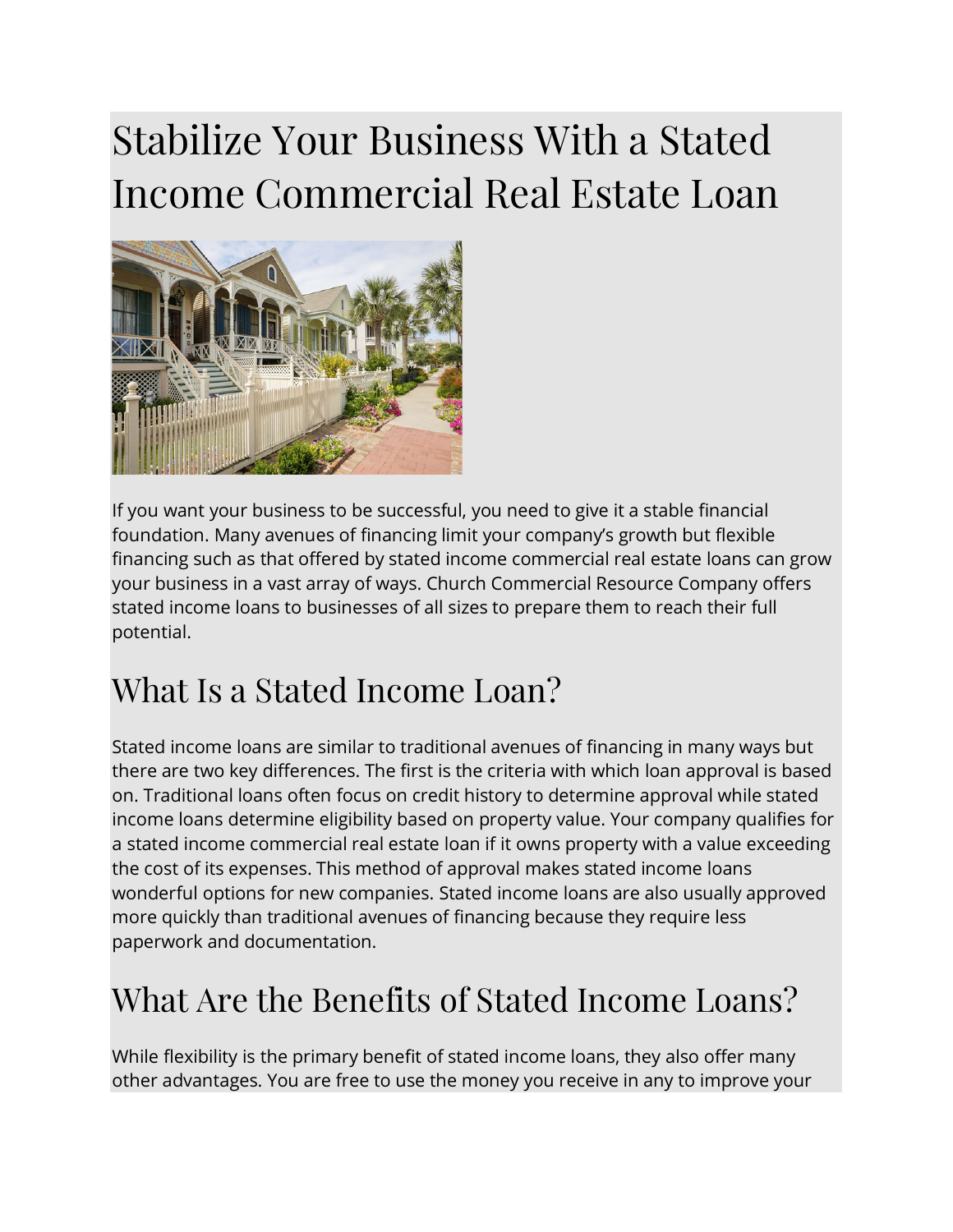# Stabilize Your Business With a Stated Income Commercial Real Estate Loan

If you want your business to be successful, you need to give it a stable financial foundation. Many avenues of financing limit your company's growth but flexible financing such as that offered by stated income commercial real estate loans can grow your business in a vast array of ways. Church Commercial Resource Company offers stated income loans to businesses of all sizes to prepare them to reach their full potential.

## What Is a Stated Income Loan?

Stated income loans are similar to traditional avenues of financing in many ways but there are two key differences. The first is the criteria with which loan approval is based on. Traditional loans often focus on credit history to determine approval while stated income loans determine eligibility based on property value. Your company qualifies for a stated income commercial real estate loan if it owns property with a value exceeding the cost of its expenses. This method of approval makes stated income loans wonderful options for new companies. Stated income loans are also usually approved more quickly than traditional avenues of financing because they require less paperwork and documentation.

## What Are the Benefits of Stated Income Loans?

While flexibility is the primary benefit of stated income loans, they also offer many other advantages. You are free to use the money you receive in any to improve your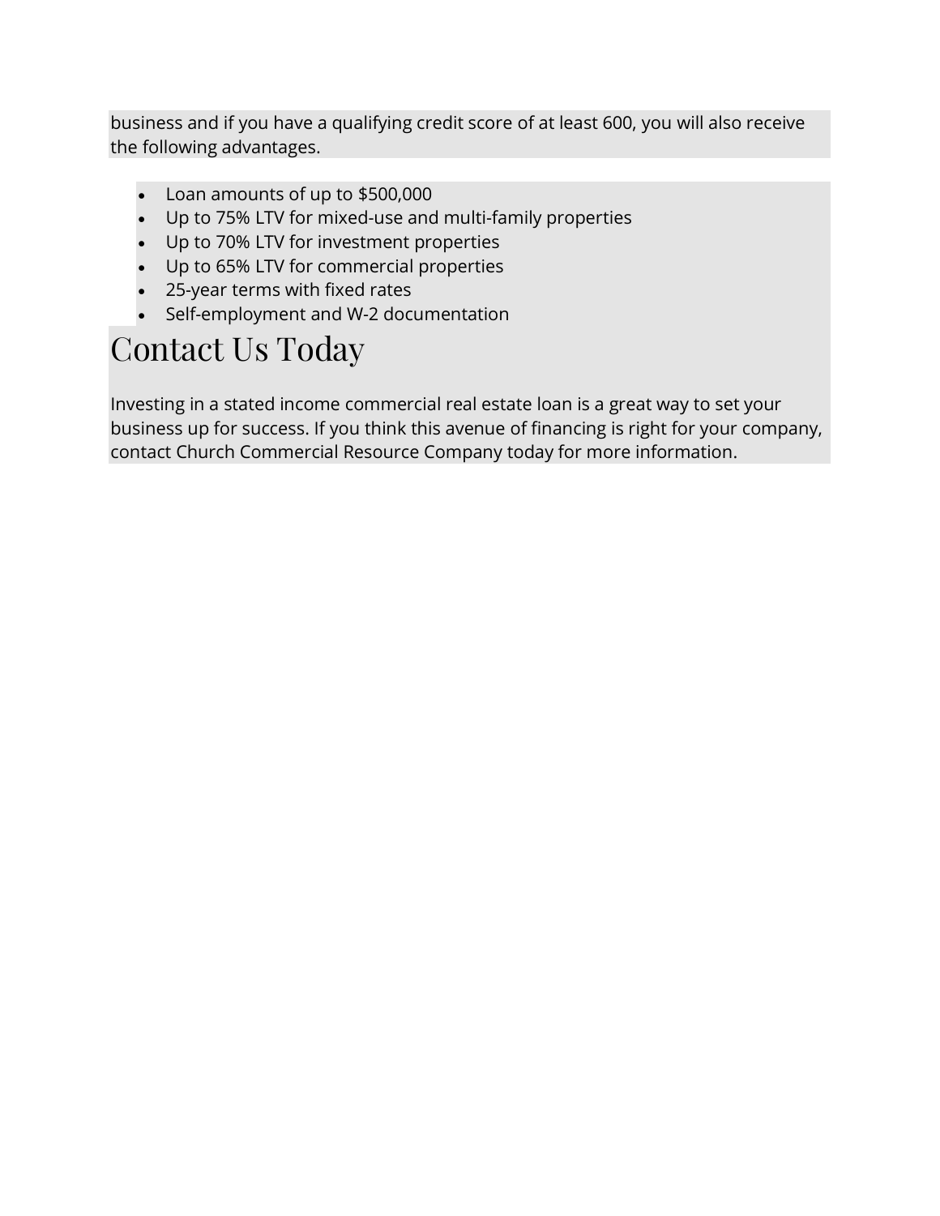business and if you have a qualifying credit score of at least 600, you will also receive the following advantages.

- Loan amounts of up to $500,000
- Up to 75% LTV for mixed-use and multi-family properties
- Up to 70% LTV for investment properties
- Up to 65% LTV for commercial properties
- 25-year terms with fixed rates
- Self-employment and W-2 documentation

# Contact Us Today

Investing in a stated income commercial real estate loan is a great way to set your business up for success. If you think this avenue of financing is right for your company, contact Church Commercial Resource Company today for more information.